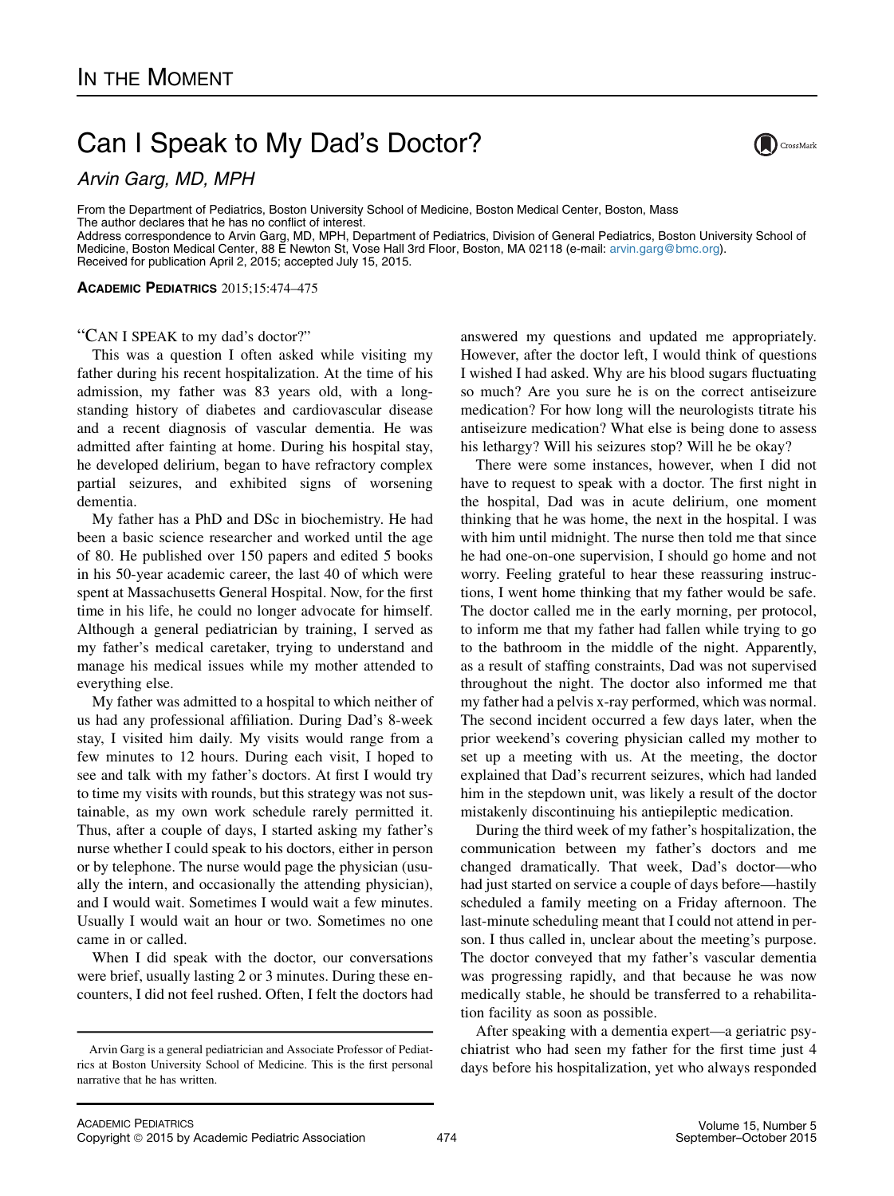IN THE MOMENT

# Can I Speak to My Dad's Doctor?

*Arvin Garg, MD, MPH*

From the Department of Pediatrics, Boston University School of Medicine, Boston Medical Center, Boston, Mass
The author declares that he has no conflict of interest.
Address correspondence to Arvin Garg, MD, MPH, Department of Pediatrics, Division of General Pediatrics, Boston University School of Medicine, Boston Medical Center, 88 E Newton St, Vose Hall 3rd Floor, Boston, MA 02118 (e-mail: arvin.garg@bmc.org).
Received for publication April 2, 2015; accepted July 15, 2015.

**ACADEMIC PEDIATRICS** 2015;15:474–475

"CAN I SPEAK to my dad's doctor?"

This was a question I often asked while visiting my father during his recent hospitalization. At the time of his admission, my father was 83 years old, with a longstanding history of diabetes and cardiovascular disease and a recent diagnosis of vascular dementia. He was admitted after fainting at home. During his hospital stay, he developed delirium, began to have refractory complex partial seizures, and exhibited signs of worsening dementia.

My father has a PhD and DSc in biochemistry. He had been a basic science researcher and worked until the age of 80. He published over 150 papers and edited 5 books in his 50-year academic career, the last 40 of which were spent at Massachusetts General Hospital. Now, for the first time in his life, he could no longer advocate for himself. Although a general pediatrician by training, I served as my father's medical caretaker, trying to understand and manage his medical issues while my mother attended to everything else.

My father was admitted to a hospital to which neither of us had any professional affiliation. During Dad's 8-week stay, I visited him daily. My visits would range from a few minutes to 12 hours. During each visit, I hoped to see and talk with my father's doctors. At first I would try to time my visits with rounds, but this strategy was not sustainable, as my own work schedule rarely permitted it. Thus, after a couple of days, I started asking my father's nurse whether I could speak to his doctors, either in person or by telephone. The nurse would page the physician (usually the intern, and occasionally the attending physician), and I would wait. Sometimes I would wait a few minutes. Usually I would wait an hour or two. Sometimes no one came in or called.

When I did speak with the doctor, our conversations were brief, usually lasting 2 or 3 minutes. During these encounters, I did not feel rushed. Often, I felt the doctors had answered my questions and updated me appropriately. However, after the doctor left, I would think of questions I wished I had asked. Why are his blood sugars fluctuating so much? Are you sure he is on the correct antiseizure medication? For how long will the neurologists titrate his antiseizure medication? What else is being done to assess his lethargy? Will his seizures stop? Will he be okay?

There were some instances, however, when I did not have to request to speak with a doctor. The first night in the hospital, Dad was in acute delirium, one moment thinking that he was home, the next in the hospital. I was with him until midnight. The nurse then told me that since he had one-on-one supervision, I should go home and not worry. Feeling grateful to hear these reassuring instructions, I went home thinking that my father would be safe. The doctor called me in the early morning, per protocol, to inform me that my father had fallen while trying to go to the bathroom in the middle of the night. Apparently, as a result of staffing constraints, Dad was not supervised throughout the night. The doctor also informed me that my father had a pelvis x-ray performed, which was normal. The second incident occurred a few days later, when the prior weekend's covering physician called my mother to set up a meeting with us. At the meeting, the doctor explained that Dad's recurrent seizures, which had landed him in the stepdown unit, was likely a result of the doctor mistakenly discontinuing his antiepileptic medication.

During the third week of my father's hospitalization, the communication between my father's doctors and me changed dramatically. That week, Dad's doctor—who had just started on service a couple of days before—hastily scheduled a family meeting on a Friday afternoon. The last-minute scheduling meant that I could not attend in person. I thus called in, unclear about the meeting's purpose. The doctor conveyed that my father's vascular dementia was progressing rapidly, and that because he was now medically stable, he should be transferred to a rehabilitation facility as soon as possible.

After speaking with a dementia expert—a geriatric psychiatrist who had seen my father for the first time just 4 days before his hospitalization, yet who always responded

Arvin Garg is a general pediatrician and Associate Professor of Pediatrics at Boston University School of Medicine. This is the first personal narrative that he has written.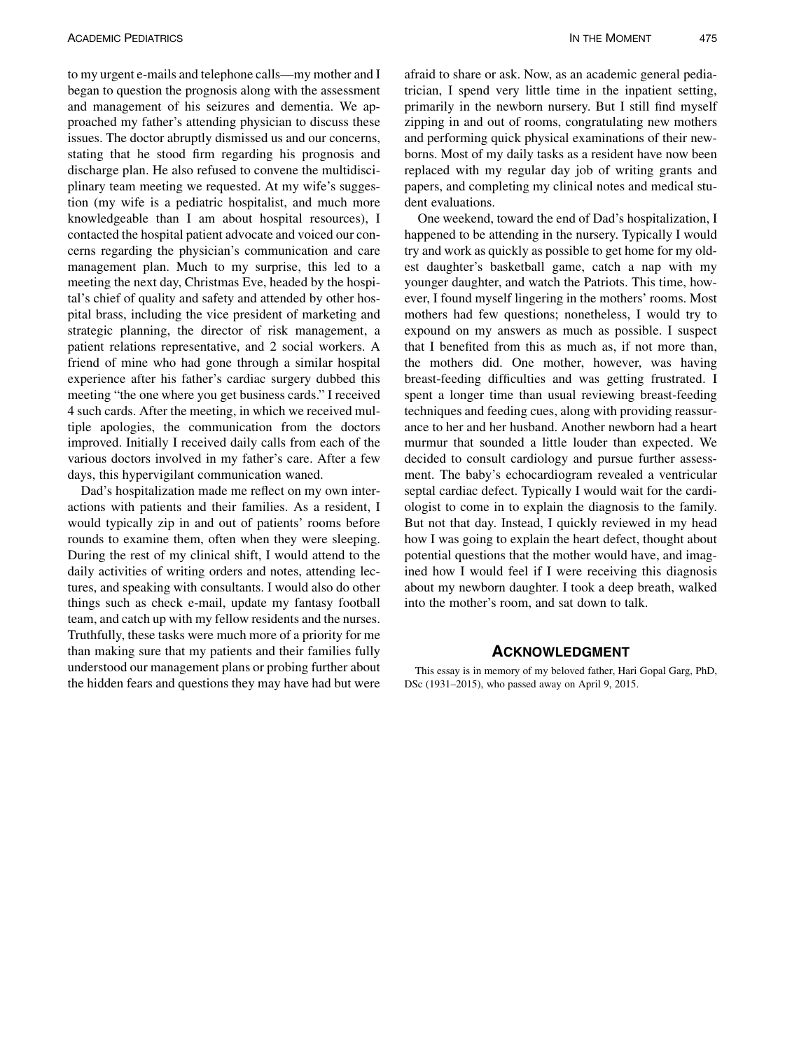to my urgent e-mails and telephone calls—my mother and I began to question the prognosis along with the assessment and management of his seizures and dementia. We approached my father's attending physician to discuss these issues. The doctor abruptly dismissed us and our concerns, stating that he stood firm regarding his prognosis and discharge plan. He also refused to convene the multidisciplinary team meeting we requested. At my wife's suggestion (my wife is a pediatric hospitalist, and much more knowledgeable than I am about hospital resources), I contacted the hospital patient advocate and voiced our concerns regarding the physician's communication and care management plan. Much to my surprise, this led to a meeting the next day, Christmas Eve, headed by the hospital's chief of quality and safety and attended by other hospital brass, including the vice president of marketing and strategic planning, the director of risk management, a patient relations representative, and 2 social workers. A friend of mine who had gone through a similar hospital experience after his father's cardiac surgery dubbed this meeting "the one where you get business cards." I received 4 such cards. After the meeting, in which we received multiple apologies, the communication from the doctors improved. Initially I received daily calls from each of the various doctors involved in my father's care. After a few days, this hypervigilant communication waned.

Dad's hospitalization made me reflect on my own interactions with patients and their families. As a resident, I would typically zip in and out of patients' rooms before rounds to examine them, often when they were sleeping. During the rest of my clinical shift, I would attend to the daily activities of writing orders and notes, attending lectures, and speaking with consultants. I would also do other things such as check e-mail, update my fantasy football team, and catch up with my fellow residents and the nurses. Truthfully, these tasks were much more of a priority for me than making sure that my patients and their families fully understood our management plans or probing further about the hidden fears and questions they may have had but were afraid to share or ask. Now, as an academic general pediatrician, I spend very little time in the inpatient setting, primarily in the newborn nursery. But I still find myself zipping in and out of rooms, congratulating new mothers and performing quick physical examinations of their newborns. Most of my daily tasks as a resident have now been replaced with my regular day job of writing grants and papers, and completing my clinical notes and medical student evaluations.

One weekend, toward the end of Dad's hospitalization, I happened to be attending in the nursery. Typically I would try and work as quickly as possible to get home for my oldest daughter's basketball game, catch a nap with my younger daughter, and watch the Patriots. This time, however, I found myself lingering in the mothers' rooms. Most mothers had few questions; nonetheless, I would try to expound on my answers as much as possible. I suspect that I benefited from this as much as, if not more than, the mothers did. One mother, however, was having breast-feeding difficulties and was getting frustrated. I spent a longer time than usual reviewing breast-feeding techniques and feeding cues, along with providing reassurance to her and her husband. Another newborn had a heart murmur that sounded a little louder than expected. We decided to consult cardiology and pursue further assessment. The baby's echocardiogram revealed a ventricular septal cardiac defect. Typically I would wait for the cardiologist to come in to explain the diagnosis to the family. But not that day. Instead, I quickly reviewed in my head how I was going to explain the heart defect, thought about potential questions that the mother would have, and imagined how I would feel if I were receiving this diagnosis about my newborn daughter. I took a deep breath, walked into the mother's room, and sat down to talk.

## Acknowledgment

This essay is in memory of my beloved father, Hari Gopal Garg, PhD, DSc (1931–2015), who passed away on April 9, 2015.